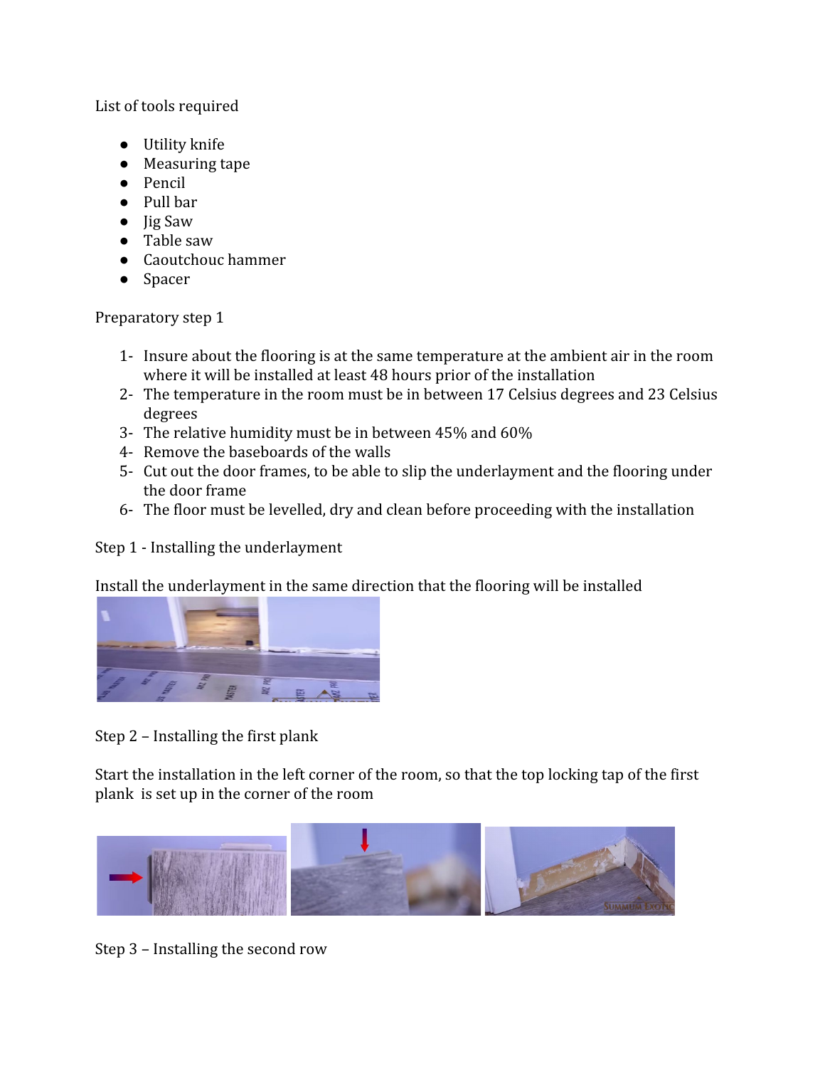List of tools required

- Utility knife
- Measuring tape
- Pencil
- Pull bar
- Jig Saw
- Table saw
- Caoutchouc hammer
- Spacer

Preparatory step 1

1- Insure about the flooring is at the same temperature at the ambient air in the room where it will be installed at least 48 hours prior of the installation
2- The temperature in the room must be in between 17 Celsius degrees and 23 Celsius degrees
3- The relative humidity must be in between 45% and 60%
4- Remove the baseboards of the walls
5- Cut out the door frames, to be able to slip the underlayment and the flooring under the door frame
6- The floor must be levelled, dry and clean before proceeding with the installation

Step 1 - Installing the underlayment

Install the underlayment in the same direction that the flooring will be installed

Step 2 – Installing the first plank

Start the installation in the left corner of the room, so that the top locking tap of the first plank is set up in the corner of the room

Step 3 – Installing the second row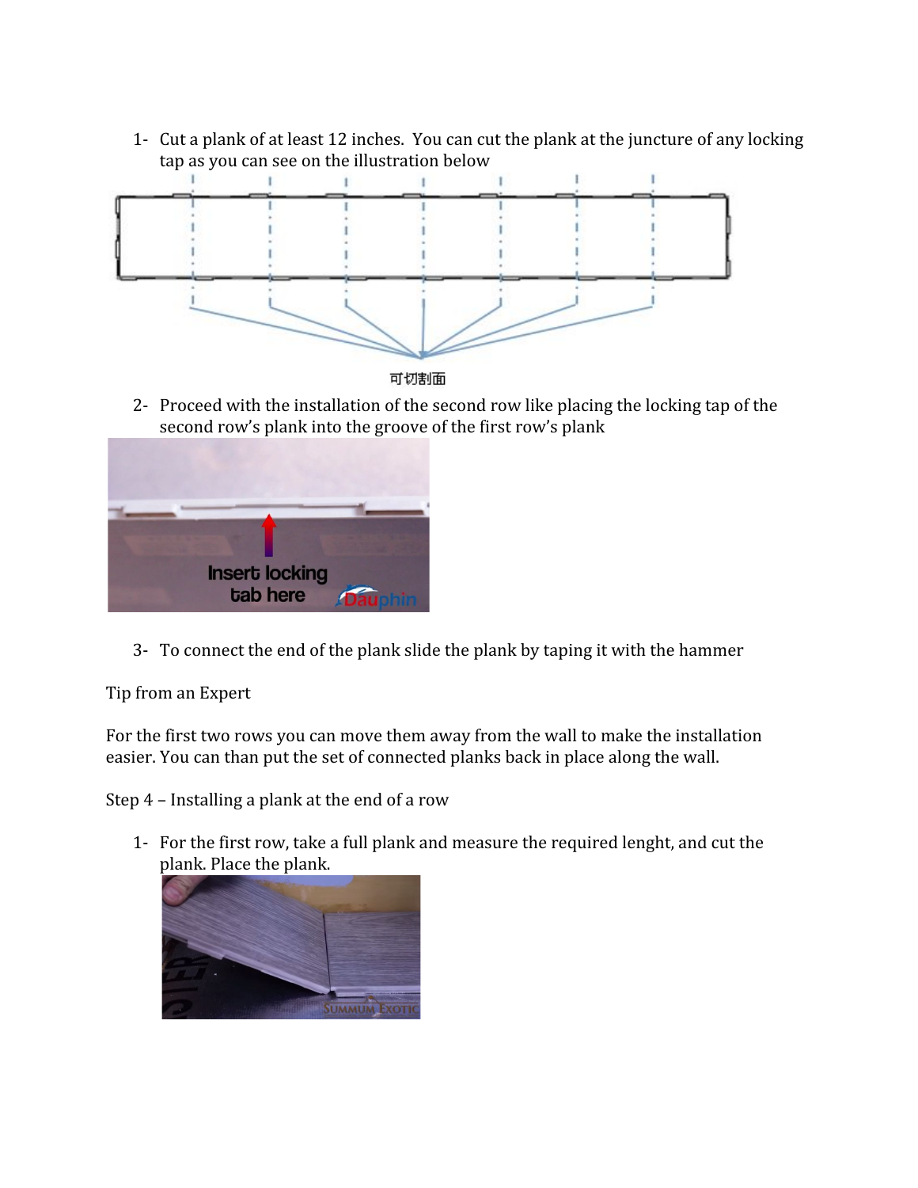1- Cut a plank of at least 12 inches. You can cut the plank at the juncture of any locking tap as you can see on the illustration below

可切割面

2- Proceed with the installation of the second row like placing the locking tap of the second row's plank into the groove of the first row's plank

Insert locking tab here

3- To connect the end of the plank slide the plank by taping it with the hammer

Tip from an Expert

For the first two rows you can move them away from the wall to make the installation easier. You can than put the set of connected planks back in place along the wall.

Step 4 – Installing a plank at the end of a row

1- For the first row, take a full plank and measure the required lenght, and cut the plank. Place the plank.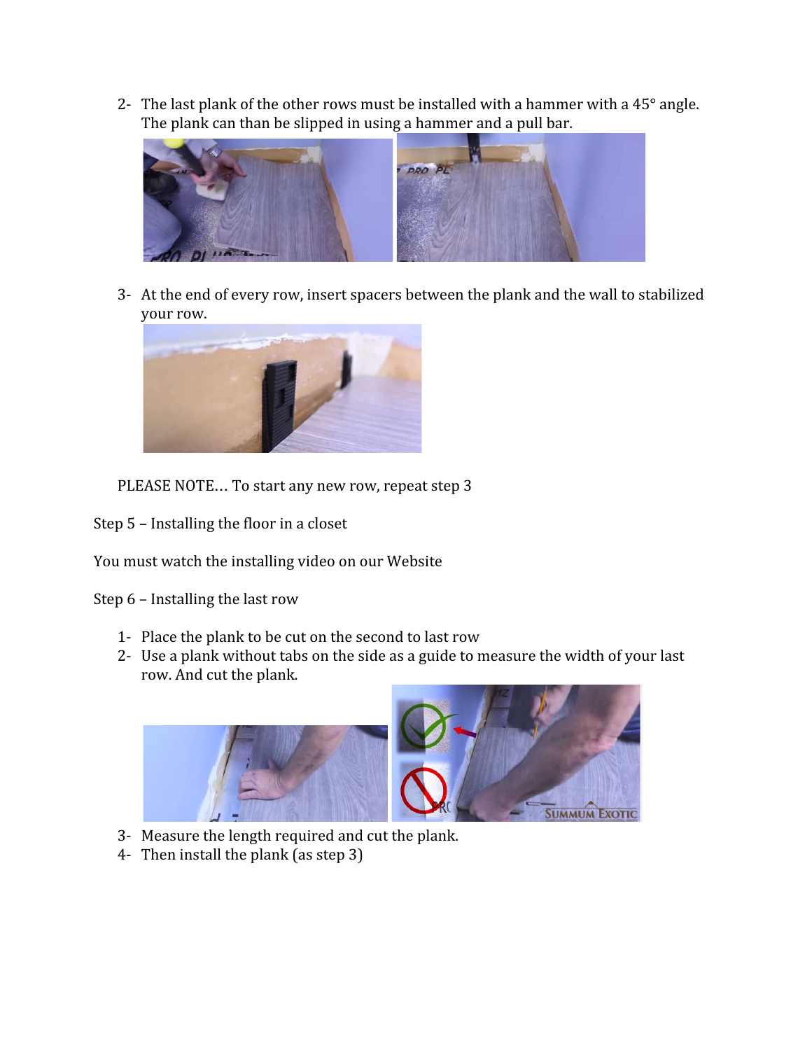2- The last plank of the other rows must be installed with a hammer with a 45° angle. The plank can than be slipped in using a hammer and a pull bar.

3- At the end of every row, insert spacers between the plank and the wall to stabilized your row.

PLEASE NOTE… To start any new row, repeat step 3

Step 5 – Installing the floor in a closet

You must watch the installing video on our Website

Step 6 – Installing the last row

1- Place the plank to be cut on the second to last row
2- Use a plank without tabs on the side as a guide to measure the width of your last row. And cut the plank.
3- Measure the length required and cut the plank.
4- Then install the plank (as step 3)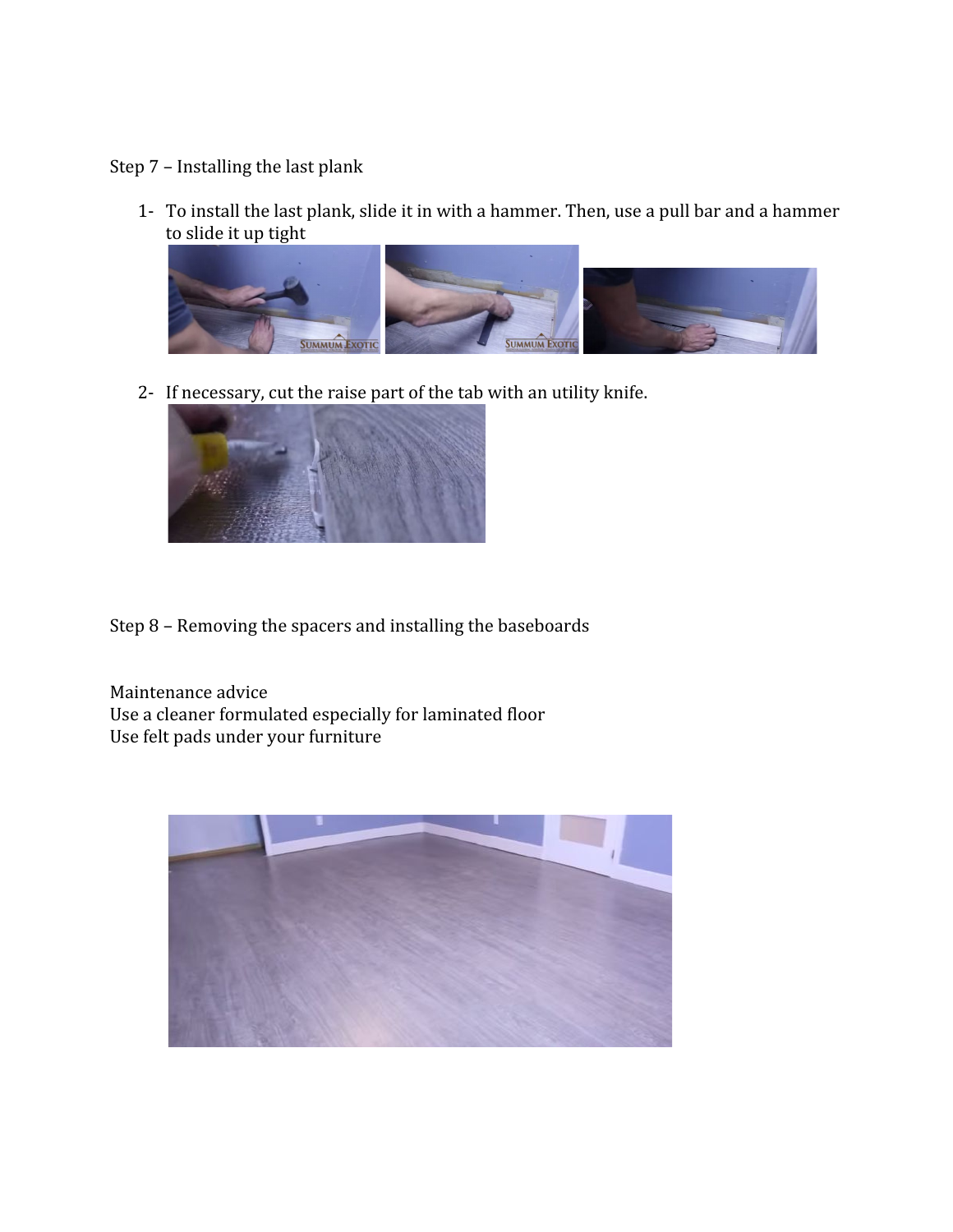Step 7 – Installing the last plank

1- To install the last plank, slide it in with a hammer. Then, use a pull bar and a hammer to slide it up tight

2- If necessary, cut the raise part of the tab with an utility knife.

Step 8 – Removing the spacers and installing the baseboards

Maintenance advice
Use a cleaner formulated especially for laminated floor
Use felt pads under your furniture